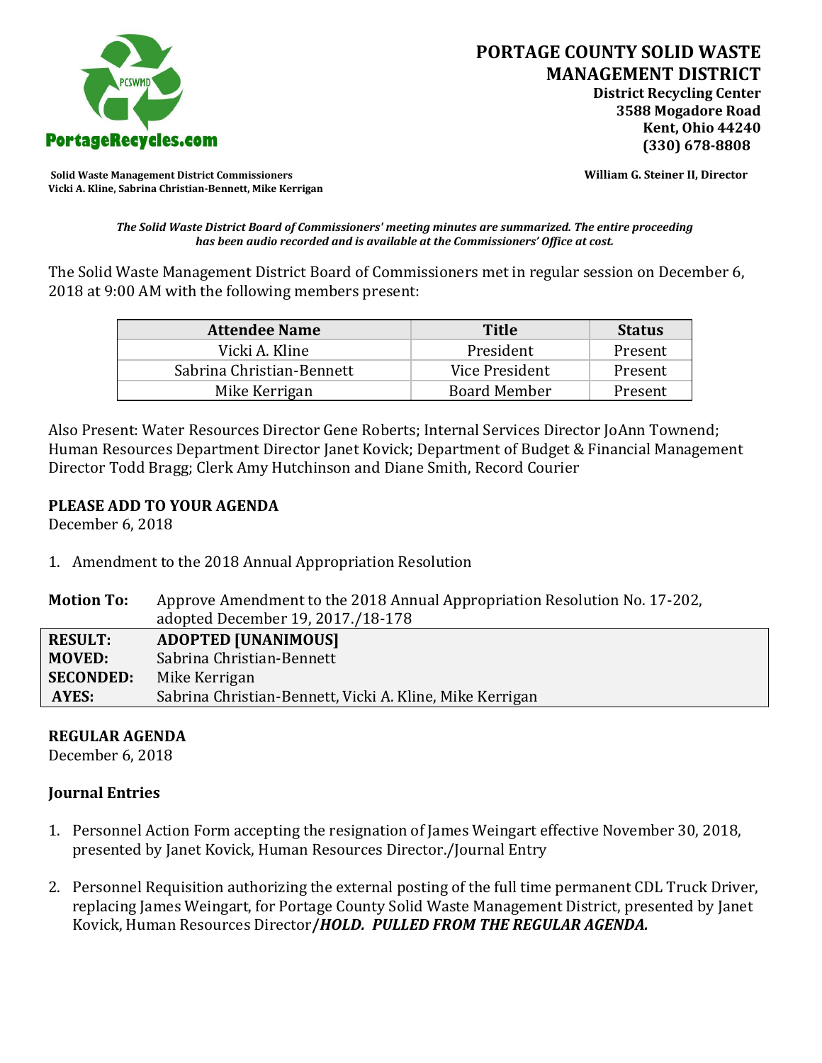PortageRecycles.com

# PORTAGE COUNTY SOLID WASTE MANAGEMENT DISTRICT

**District Recycling Center**
**3588 Mogadore Road**
**Kent, Ohio 44240**
**(330) 678-8808**

**Solid Waste Management District Commissioners**
**Vicki A. Kline, Sabrina Christian-Bennett, Mike Kerrigan**

**William G. Steiner II, Director**

***The Solid Waste District Board of Commissioners' meeting minutes are summarized. The entire proceeding has been audio recorded and is available at the Commissioners' Office at cost.***

The Solid Waste Management District Board of Commissioners met in regular session on December 6, 2018 at 9:00 AM with the following members present:

| Attendee Name | Title | Status |
|---|---|---|
| Vicki A. Kline | President | Present |
| Sabrina Christian-Bennett | Vice President | Present |
| Mike Kerrigan | Board Member | Present |

Also Present: Water Resources Director Gene Roberts; Internal Services Director JoAnn Townend; Human Resources Department Director Janet Kovick; Department of Budget & Financial Management Director Todd Bragg; Clerk Amy Hutchinson and Diane Smith, Record Courier

## PLEASE ADD TO YOUR AGENDA

December 6, 2018

1. Amendment to the 2018 Annual Appropriation Resolution

**Motion To:** Approve Amendment to the 2018 Annual Appropriation Resolution No. 17-202, adopted December 19, 2017./18-178

| | |
|---|---|
| **RESULT:** | **ADOPTED [UNANIMOUS]** |
| **MOVED:** | Sabrina Christian-Bennett |
| **SECONDED:** | Mike Kerrigan |
| **AYES:** | Sabrina Christian-Bennett, Vicki A. Kline, Mike Kerrigan |

## REGULAR AGENDA

December 6, 2018

### Journal Entries

1. Personnel Action Form accepting the resignation of James Weingart effective November 30, 2018, presented by Janet Kovick, Human Resources Director./Journal Entry

2. Personnel Requisition authorizing the external posting of the full time permanent CDL Truck Driver, replacing James Weingart, for Portage County Solid Waste Management District, presented by Janet Kovick, Human Resources Director***/HOLD. PULLED FROM THE REGULAR AGENDA.***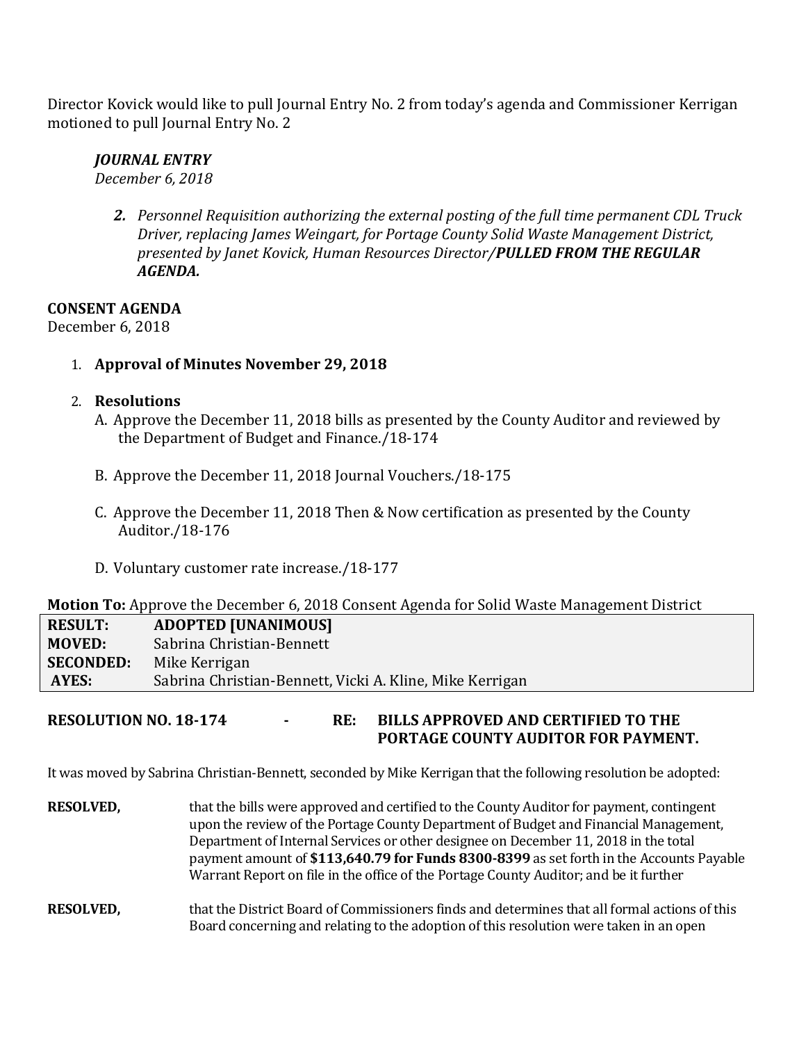Director Kovick would like to pull Journal Entry No. 2 from today's agenda and Commissioner Kerrigan motioned to pull Journal Entry No. 2

***JOURNAL ENTRY***
*December 6, 2018*

> ***2.*** *Personnel Requisition authorizing the external posting of the full time permanent CDL Truck Driver, replacing James Weingart, for Portage County Solid Waste Management District, presented by Janet Kovick, Human Resources Director/**PULLED FROM THE REGULAR AGENDA.***

**CONSENT AGENDA**
December 6, 2018

1. **Approval of Minutes November 29, 2018**

2. **Resolutions**
   A. Approve the December 11, 2018 bills as presented by the County Auditor and reviewed by the Department of Budget and Finance./18-174

   B. Approve the December 11, 2018 Journal Vouchers./18-175

   C. Approve the December 11, 2018 Then & Now certification as presented by the County Auditor./18-176

   D. Voluntary customer rate increase./18-177

**Motion To:** Approve the December 6, 2018 Consent Agenda for Solid Waste Management District

| | |
|---|---|
| **RESULT:** | **ADOPTED [UNANIMOUS]** |
| **MOVED:** | Sabrina Christian-Bennett |
| **SECONDED:** | Mike Kerrigan |
| **AYES:** | Sabrina Christian-Bennett, Vicki A. Kline, Mike Kerrigan |

**RESOLUTION NO. 18-174 - RE: BILLS APPROVED AND CERTIFIED TO THE PORTAGE COUNTY AUDITOR FOR PAYMENT.**

It was moved by Sabrina Christian-Bennett, seconded by Mike Kerrigan that the following resolution be adopted:

**RESOLVED,** that the bills were approved and certified to the County Auditor for payment, contingent upon the review of the Portage County Department of Budget and Financial Management, Department of Internal Services or other designee on December 11, 2018 in the total payment amount of **$113,640.79 for Funds 8300-8399** as set forth in the Accounts Payable Warrant Report on file in the office of the Portage County Auditor; and be it further

**RESOLVED,** that the District Board of Commissioners finds and determines that all formal actions of this Board concerning and relating to the adoption of this resolution were taken in an open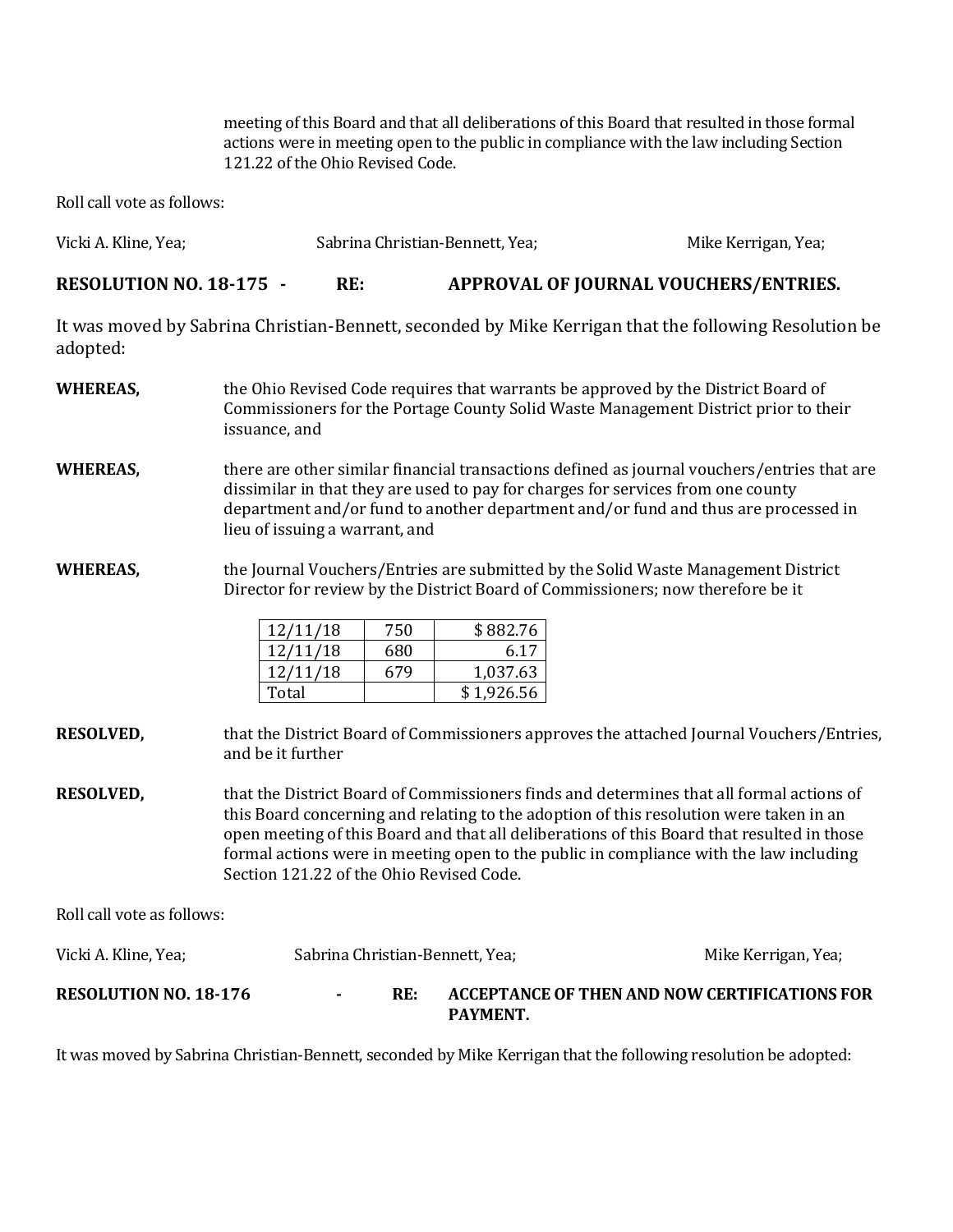meeting of this Board and that all deliberations of this Board that resulted in those formal actions were in meeting open to the public in compliance with the law including Section 121.22 of the Ohio Revised Code.

Roll call vote as follows:

Vicki A. Kline, Yea; Sabrina Christian-Bennett, Yea; Mike Kerrigan, Yea;

**RESOLUTION NO. 18-175 - RE: APPROVAL OF JOURNAL VOUCHERS/ENTRIES.**

It was moved by Sabrina Christian-Bennett, seconded by Mike Kerrigan that the following Resolution be adopted:

**WHEREAS,** the Ohio Revised Code requires that warrants be approved by the District Board of Commissioners for the Portage County Solid Waste Management District prior to their issuance, and

**WHEREAS,** there are other similar financial transactions defined as journal vouchers/entries that are dissimilar in that they are used to pay for charges for services from one county department and/or fund to another department and/or fund and thus are processed in lieu of issuing a warrant, and

**WHEREAS,** the Journal Vouchers/Entries are submitted by the Solid Waste Management District Director for review by the District Board of Commissioners; now therefore be it

| | | |
|---|---|---|
| 12/11/18 | 750 | $ 882.76 |
| 12/11/18 | 680 | 6.17 |
| 12/11/18 | 679 | 1,037.63 |
| Total | | $ 1,926.56 |

**RESOLVED,** that the District Board of Commissioners approves the attached Journal Vouchers/Entries, and be it further

**RESOLVED,** that the District Board of Commissioners finds and determines that all formal actions of this Board concerning and relating to the adoption of this resolution were taken in an open meeting of this Board and that all deliberations of this Board that resulted in those formal actions were in meeting open to the public in compliance with the law including Section 121.22 of the Ohio Revised Code.

Roll call vote as follows:

Vicki A. Kline, Yea; Sabrina Christian-Bennett, Yea; Mike Kerrigan, Yea;

**RESOLUTION NO. 18-176 - RE: ACCEPTANCE OF THEN AND NOW CERTIFICATIONS FOR PAYMENT.**

It was moved by Sabrina Christian-Bennett, seconded by Mike Kerrigan that the following resolution be adopted: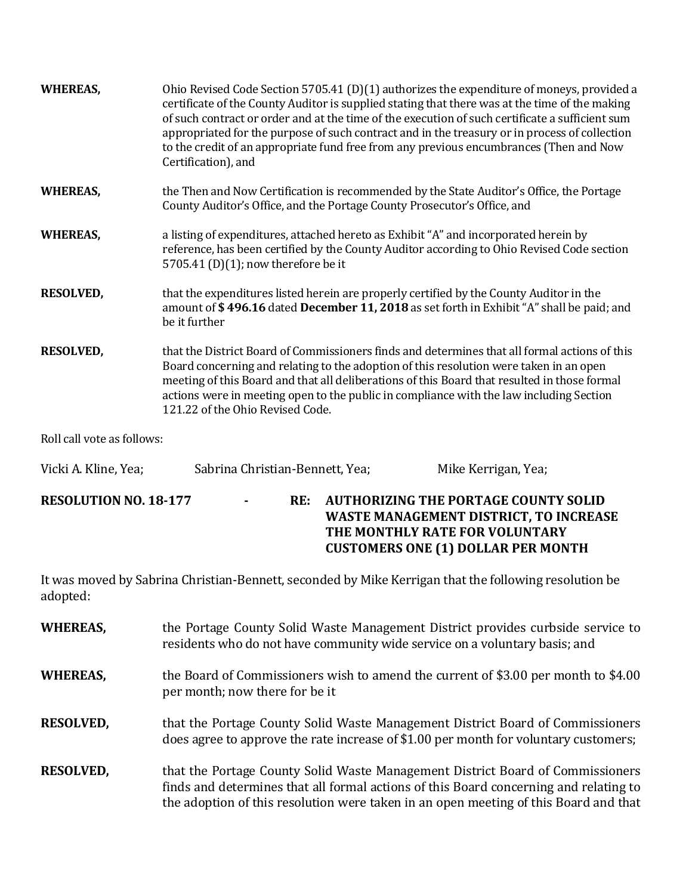**WHEREAS,** Ohio Revised Code Section 5705.41 (D)(1) authorizes the expenditure of moneys, provided a certificate of the County Auditor is supplied stating that there was at the time of the making of such contract or order and at the time of the execution of such certificate a sufficient sum appropriated for the purpose of such contract and in the treasury or in process of collection to the credit of an appropriate fund free from any previous encumbrances (Then and Now Certification), and

**WHEREAS,** the Then and Now Certification is recommended by the State Auditor's Office, the Portage County Auditor's Office, and the Portage County Prosecutor's Office, and

**WHEREAS,** a listing of expenditures, attached hereto as Exhibit "A" and incorporated herein by reference, has been certified by the County Auditor according to Ohio Revised Code section 5705.41 (D)(1); now therefore be it

**RESOLVED,** that the expenditures listed herein are properly certified by the County Auditor in the amount of **$ 496.16** dated **December 11, 2018** as set forth in Exhibit "A" shall be paid; and be it further

**RESOLVED,** that the District Board of Commissioners finds and determines that all formal actions of this Board concerning and relating to the adoption of this resolution were taken in an open meeting of this Board and that all deliberations of this Board that resulted in those formal actions were in meeting open to the public in compliance with the law including Section 121.22 of the Ohio Revised Code.

Roll call vote as follows:

Vicki A. Kline, Yea; Sabrina Christian-Bennett, Yea; Mike Kerrigan, Yea;

**RESOLUTION NO. 18-177 - RE: AUTHORIZING THE PORTAGE COUNTY SOLID WASTE MANAGEMENT DISTRICT, TO INCREASE THE MONTHLY RATE FOR VOLUNTARY CUSTOMERS ONE (1) DOLLAR PER MONTH**

It was moved by Sabrina Christian-Bennett, seconded by Mike Kerrigan that the following resolution be adopted:

**WHEREAS,** the Portage County Solid Waste Management District provides curbside service to residents who do not have community wide service on a voluntary basis; and

**WHEREAS,** the Board of Commissioners wish to amend the current of $3.00 per month to $4.00 per month; now there for be it

**RESOLVED,** that the Portage County Solid Waste Management District Board of Commissioners does agree to approve the rate increase of $1.00 per month for voluntary customers;

**RESOLVED,** that the Portage County Solid Waste Management District Board of Commissioners finds and determines that all formal actions of this Board concerning and relating to the adoption of this resolution were taken in an open meeting of this Board and that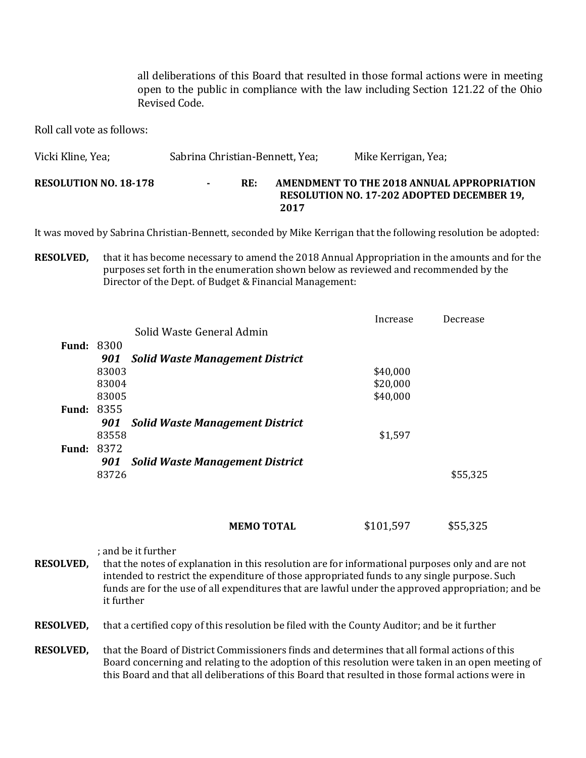all deliberations of this Board that resulted in those formal actions were in meeting open to the public in compliance with the law including Section 121.22 of the Ohio Revised Code.

Roll call vote as follows:

Vicki Kline, Yea; Sabrina Christian-Bennett, Yea; Mike Kerrigan, Yea;

**RESOLUTION NO. 18-178 - RE: AMENDMENT TO THE 2018 ANNUAL APPROPRIATION RESOLUTION NO. 17-202 ADOPTED DECEMBER 19, 2017**

It was moved by Sabrina Christian-Bennett, seconded by Mike Kerrigan that the following resolution be adopted:

**RESOLVED,** that it has become necessary to amend the 2018 Annual Appropriation in the amounts and for the purposes set forth in the enumeration shown below as reviewed and recommended by the Director of the Dept. of Budget & Financial Management:

| | | | Increase | Decrease |
|---|---|---|---|---|
| | | Solid Waste General Admin | | |
| **Fund:** | 8300 | | | |
| | ***901*** | ***Solid Waste Management District*** | | |
| | 83003 | | $40,000 | |
| | 83004 | | $20,000 | |
| | 83005 | | $40,000 | |
| **Fund:** | 8355 | | | |
| | ***901*** | ***Solid Waste Management District*** | | |
| | 83558 | | $1,597 | |
| **Fund:** | 8372 | | | |
| | ***901*** | ***Solid Waste Management District*** | | |
| | 83726 | | | $55,325 |
| | | **MEMO TOTAL** | $101,597 | $55,325 |

; and be it further

**RESOLVED,** that the notes of explanation in this resolution are for informational purposes only and are not intended to restrict the expenditure of those appropriated funds to any single purpose. Such funds are for the use of all expenditures that are lawful under the approved appropriation; and be it further

**RESOLVED,** that a certified copy of this resolution be filed with the County Auditor; and be it further

**RESOLVED,** that the Board of District Commissioners finds and determines that all formal actions of this Board concerning and relating to the adoption of this resolution were taken in an open meeting of this Board and that all deliberations of this Board that resulted in those formal actions were in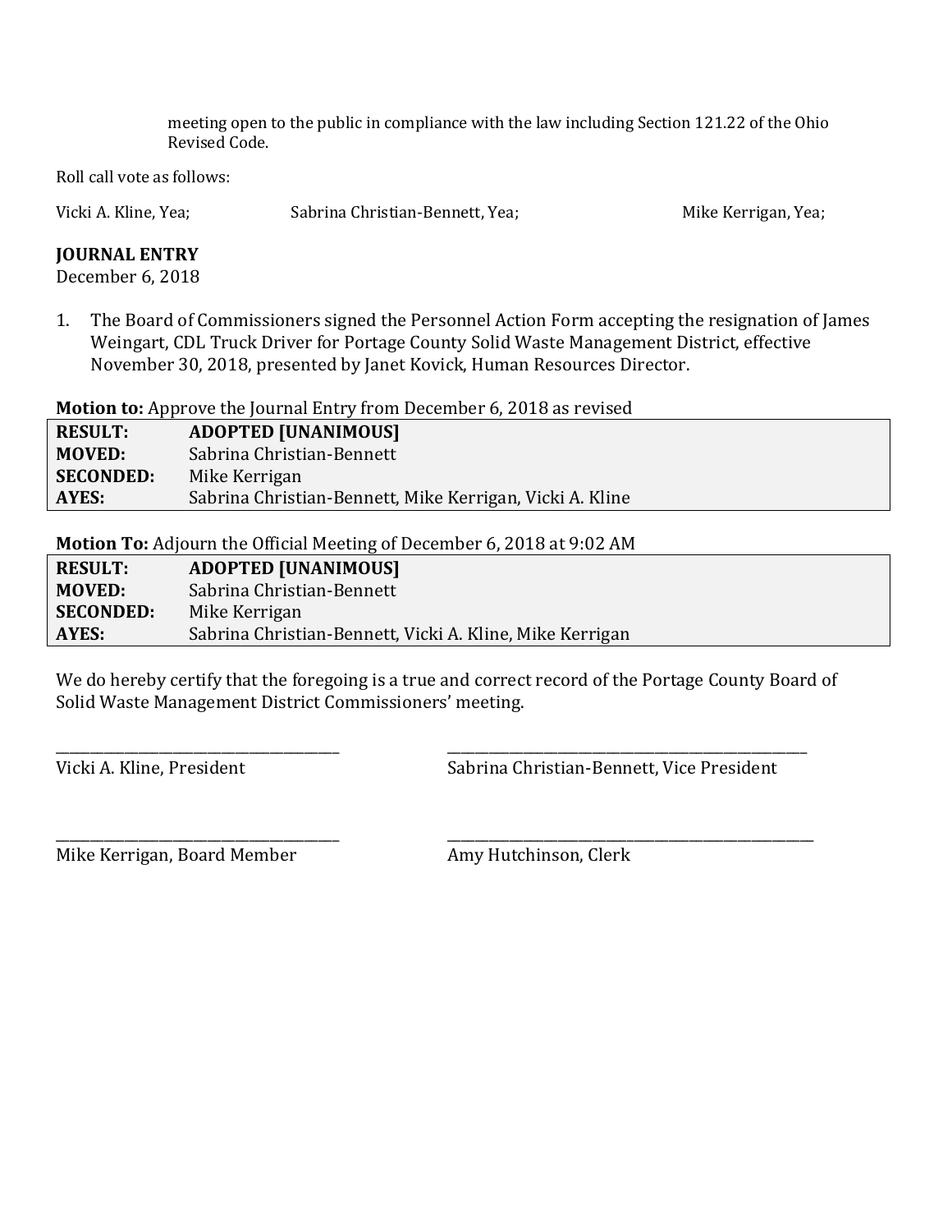meeting open to the public in compliance with the law including Section 121.22 of the Ohio Revised Code.

Roll call vote as follows:

Vicki A. Kline, Yea; Sabrina Christian-Bennett, Yea; Mike Kerrigan, Yea;

**JOURNAL ENTRY**
December 6, 2018

1. The Board of Commissioners signed the Personnel Action Form accepting the resignation of James Weingart, CDL Truck Driver for Portage County Solid Waste Management District, effective November 30, 2018, presented by Janet Kovick, Human Resources Director.

**Motion to:** Approve the Journal Entry from December 6, 2018 as revised

| | |
|---|---|
| **RESULT:** | **ADOPTED [UNANIMOUS]** |
| **MOVED:** | Sabrina Christian-Bennett |
| **SECONDED:** | Mike Kerrigan |
| **AYES:** | Sabrina Christian-Bennett, Mike Kerrigan, Vicki A. Kline |

**Motion To:** Adjourn the Official Meeting of December 6, 2018 at 9:02 AM

| | |
|---|---|
| **RESULT:** | **ADOPTED [UNANIMOUS]** |
| **MOVED:** | Sabrina Christian-Bennett |
| **SECONDED:** | Mike Kerrigan |
| **AYES:** | Sabrina Christian-Bennett, Vicki A. Kline, Mike Kerrigan |

We do hereby certify that the foregoing is a true and correct record of the Portage County Board of Solid Waste Management District Commissioners' meeting.

\_\_\_\_\_\_\_\_\_\_\_\_\_\_\_\_\_\_\_\_\_\_\_\_\_\_\_\_\_\_\_\_\_\_\_\_
Vicki A. Kline, President

\_\_\_\_\_\_\_\_\_\_\_\_\_\_\_\_\_\_\_\_\_\_\_\_\_\_\_\_\_\_\_\_\_\_\_\_
Sabrina Christian-Bennett, Vice President

\_\_\_\_\_\_\_\_\_\_\_\_\_\_\_\_\_\_\_\_\_\_\_\_\_\_\_\_\_\_\_\_\_\_\_\_
Mike Kerrigan, Board Member

\_\_\_\_\_\_\_\_\_\_\_\_\_\_\_\_\_\_\_\_\_\_\_\_\_\_\_\_\_\_\_\_\_\_\_\_
Amy Hutchinson, Clerk